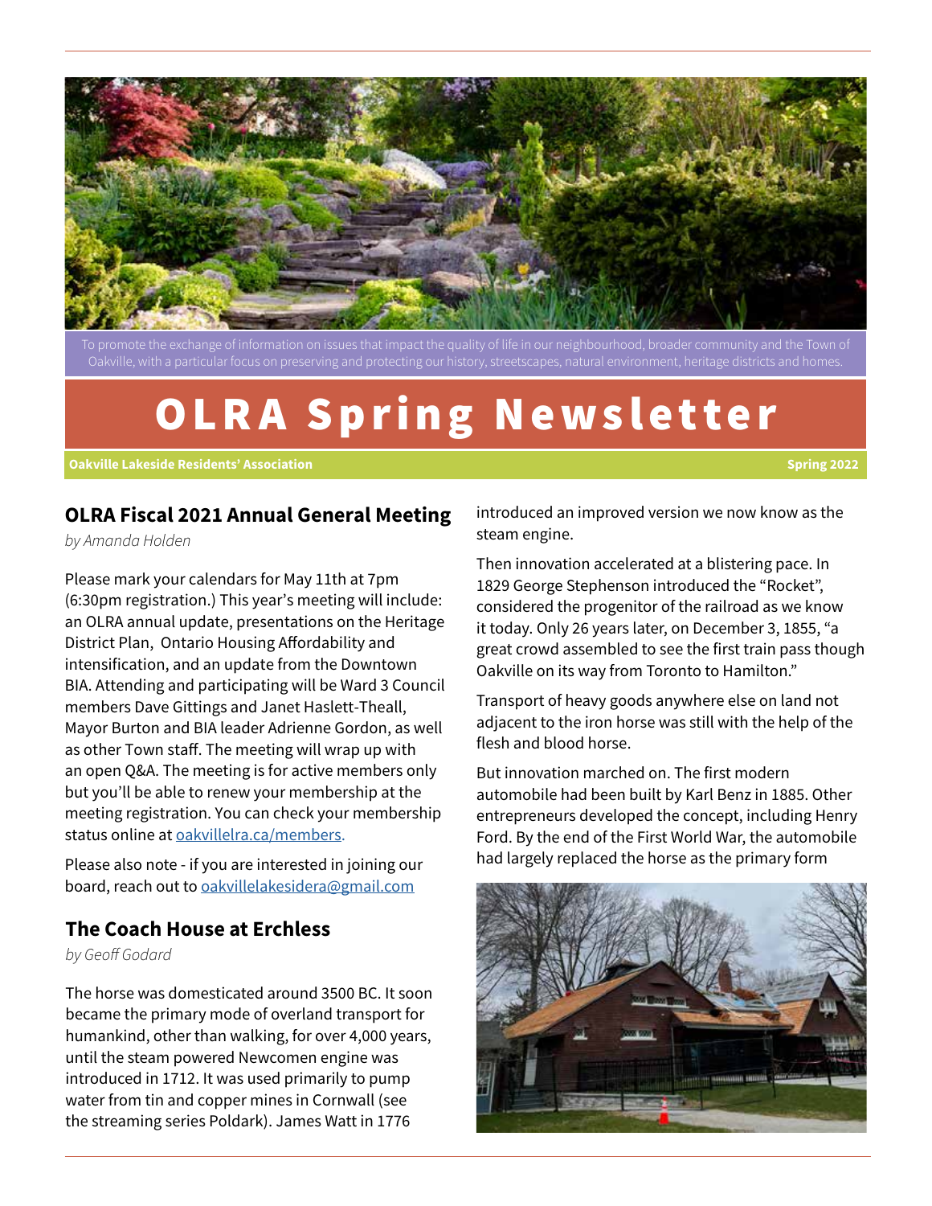To promote the exchange of information on issues that impact the quality of life in our neighbourhood, broader community and the Town of Oakville, with a particular focus on preserving and protecting our history, streetscapes, natural environment, heritage districts and homes.

# OLRA Spring Newsletter

**Oakville Lakeside Residents' Association** **Spring 2022**

## OLRA Fiscal 2021 Annual General Meeting

*by Amanda Holden*

Please mark your calendars for May 11th at 7pm (6:30pm registration.) This year's meeting will include: an OLRA annual update, presentations on the Heritage District Plan, Ontario Housing Affordability and intensification, and an update from the Downtown BIA. Attending and participating will be Ward 3 Council members Dave Gittings and Janet Haslett-Theall, Mayor Burton and BIA leader Adrienne Gordon, as well as other Town staff. The meeting will wrap up with an open Q&A. The meeting is for active members only but you'll be able to renew your membership at the meeting registration. You can check your membership status online at [oakvillelra.ca/members](oakvillelra.ca/members).

Please also note - if you are interested in joining our board, reach out to [oakvillelakesidera@gmail.com](mailto:oakvillelakesidera@gmail.com)

## The Coach House at Erchless

*by Geoff Godard*

The horse was domesticated around 3500 BC. It soon became the primary mode of overland transport for humankind, other than walking, for over 4,000 years, until the steam powered Newcomen engine was introduced in 1712. It was used primarily to pump water from tin and copper mines in Cornwall (see the streaming series Poldark). James Watt in 1776 introduced an improved version we now know as the steam engine.

Then innovation accelerated at a blistering pace. In 1829 George Stephenson introduced the "Rocket", considered the progenitor of the railroad as we know it today. Only 26 years later, on December 3, 1855, "a great crowd assembled to see the first train pass though Oakville on its way from Toronto to Hamilton."

Transport of heavy goods anywhere else on land not adjacent to the iron horse was still with the help of the flesh and blood horse.

But innovation marched on. The first modern automobile had been built by Karl Benz in 1885. Other entrepreneurs developed the concept, including Henry Ford. By the end of the First World War, the automobile had largely replaced the horse as the primary form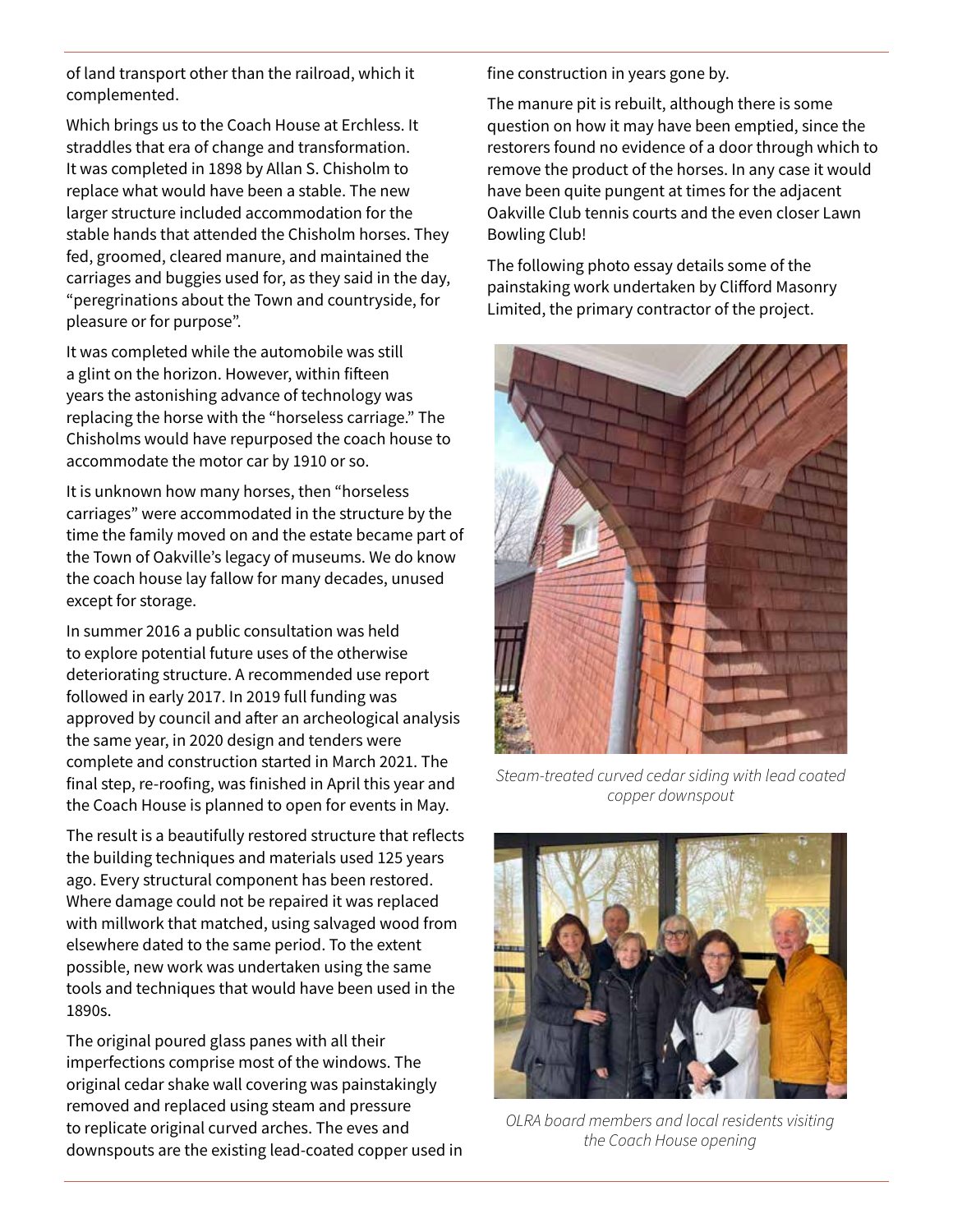of land transport other than the railroad, which it complemented.

Which brings us to the Coach House at Erchless. It straddles that era of change and transformation. It was completed in 1898 by Allan S. Chisholm to replace what would have been a stable. The new larger structure included accommodation for the stable hands that attended the Chisholm horses. They fed, groomed, cleared manure, and maintained the carriages and buggies used for, as they said in the day, "peregrinations about the Town and countryside, for pleasure or for purpose".

It was completed while the automobile was still a glint on the horizon. However, within fifteen years the astonishing advance of technology was replacing the horse with the "horseless carriage." The Chisholms would have repurposed the coach house to accommodate the motor car by 1910 or so.

It is unknown how many horses, then "horseless carriages" were accommodated in the structure by the time the family moved on and the estate became part of the Town of Oakville's legacy of museums. We do know the coach house lay fallow for many decades, unused except for storage.

In summer 2016 a public consultation was held to explore potential future uses of the otherwise deteriorating structure. A recommended use report followed in early 2017. In 2019 full funding was approved by council and after an archeological analysis the same year, in 2020 design and tenders were complete and construction started in March 2021. The final step, re-roofing, was finished in April this year and the Coach House is planned to open for events in May.

The result is a beautifully restored structure that reflects the building techniques and materials used 125 years ago. Every structural component has been restored. Where damage could not be repaired it was replaced with millwork that matched, using salvaged wood from elsewhere dated to the same period. To the extent possible, new work was undertaken using the same tools and techniques that would have been used in the 1890s.

The original poured glass panes with all their imperfections comprise most of the windows. The original cedar shake wall covering was painstakingly removed and replaced using steam and pressure to replicate original curved arches. The eves and downspouts are the existing lead-coated copper used in fine construction in years gone by.

The manure pit is rebuilt, although there is some question on how it may have been emptied, since the restorers found no evidence of a door through which to remove the product of the horses. In any case it would have been quite pungent at times for the adjacent Oakville Club tennis courts and the even closer Lawn Bowling Club!

The following photo essay details some of the painstaking work undertaken by Clifford Masonry Limited, the primary contractor of the project.

*Steam-treated curved cedar siding with lead coated copper downspout*

*OLRA board members and local residents visiting the Coach House opening*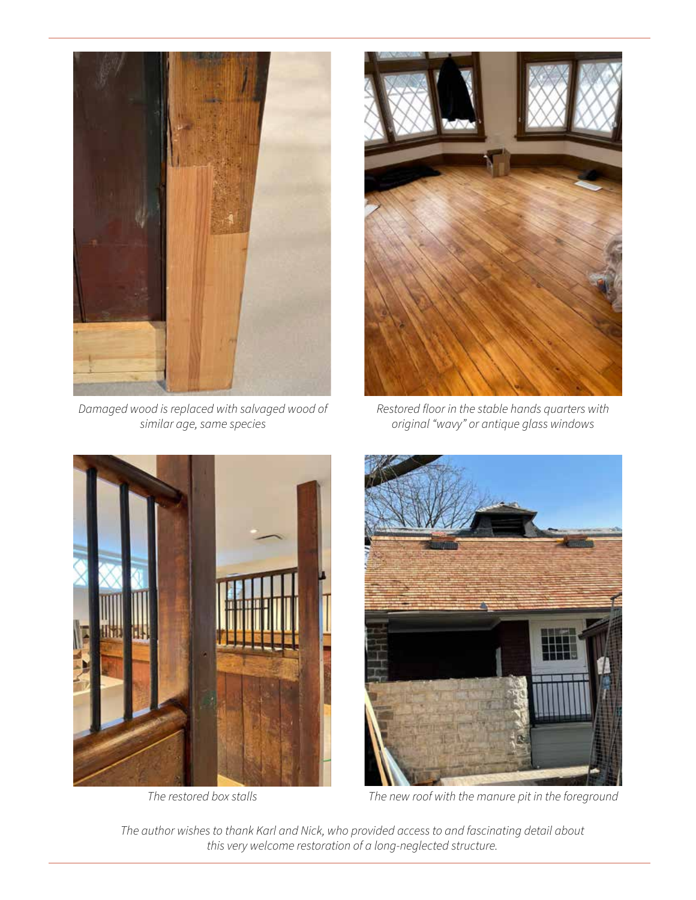*Damaged wood is replaced with salvaged wood of similar age, same species*

*Restored floor in the stable hands quarters with original "wavy" or antique glass windows*

*The restored box stalls*

*The new roof with the manure pit in the foreground*

*The author wishes to thank Karl and Nick, who provided access to and fascinating detail about this very welcome restoration of a long-neglected structure.*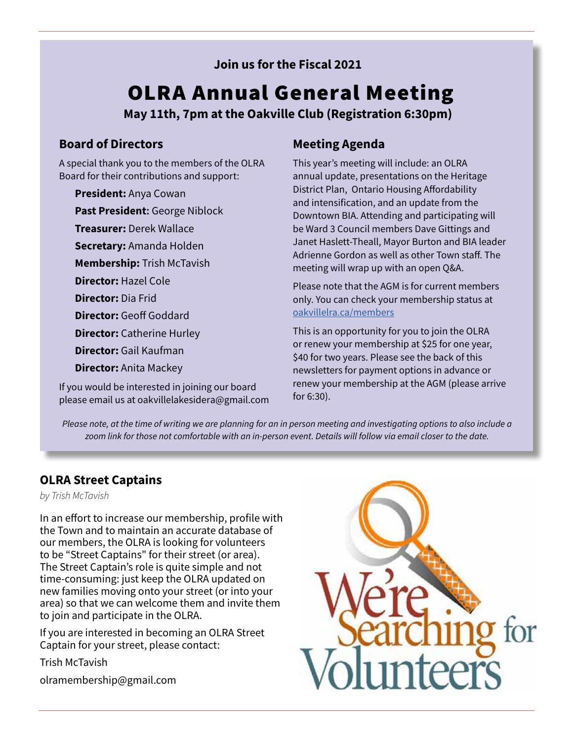**Join us for the Fiscal 2021**

# OLRA Annual General Meeting

**May 11th, 7pm at the Oakville Club (Registration 6:30pm)**

## Board of Directors

A special thank you to the members of the OLRA Board for their contributions and support:

**President:** Anya Cowan
**Past President:** George Niblock
**Treasurer:** Derek Wallace
**Secretary:** Amanda Holden
**Membership:** Trish McTavish
**Director:** Hazel Cole
**Director:** Dia Frid
**Director:** Geoff Goddard
**Director:** Catherine Hurley
**Director:** Gail Kaufman
**Director:** Anita Mackey

If you would be interested in joining our board please email us at oakvillelakesidera@gmail.com

## Meeting Agenda

This year's meeting will include: an OLRA annual update, presentations on the Heritage District Plan, Ontario Housing Affordability and intensification, and an update from the Downtown BIA. Attending and participating will be Ward 3 Council members Dave Gittings and Janet Haslett-Theall, Mayor Burton and BIA leader Adrienne Gordon as well as other Town staff. The meeting will wrap up with an open Q&A.

Please note that the AGM is for current members only. You can check your membership status at oakvillelra.ca/members

This is an opportunity for you to join the OLRA or renew your membership at $25 for one year, $40 for two years. Please see the back of this newsletters for payment options in advance or renew your membership at the AGM (please arrive for 6:30).

*Please note, at the time of writing we are planning for an in person meeting and investigating options to also include a zoom link for those not comfortable with an in-person event. Details will follow via email closer to the date.*

## OLRA Street Captains

*by Trish McTavish*

In an effort to increase our membership, profile with the Town and to maintain an accurate database of our members, the OLRA is looking for volunteers to be "Street Captains" for their street (or area). The Street Captain's role is quite simple and not time-consuming: just keep the OLRA updated on new families moving onto your street (or into your area) so that we can welcome them and invite them to join and participate in the OLRA.

If you are interested in becoming an OLRA Street Captain for your street, please contact:

Trish McTavish

olramembership@gmail.com

We're Searching for Volunteers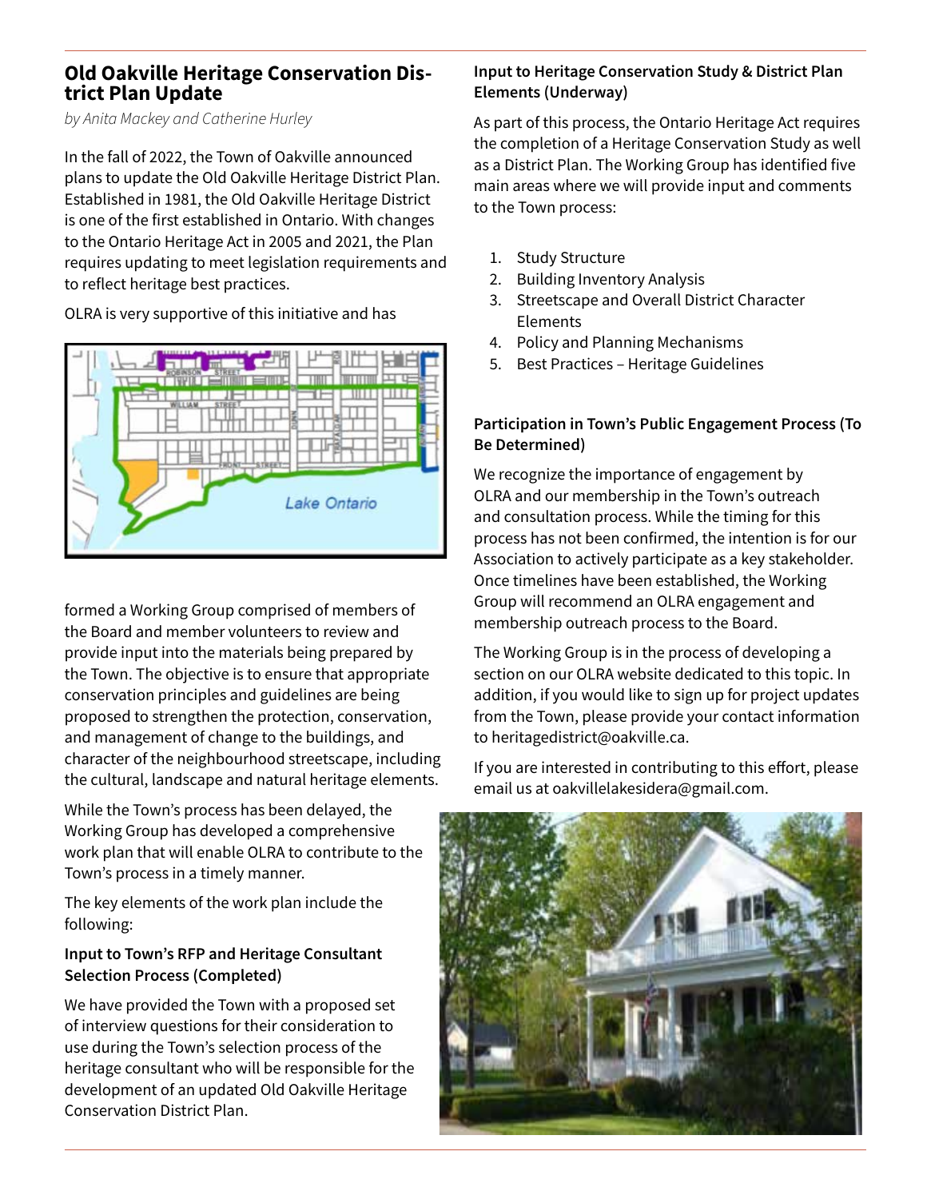## Old Oakville Heritage Conservation District Plan Update

*by Anita Mackey and Catherine Hurley*

In the fall of 2022, the Town of Oakville announced plans to update the Old Oakville Heritage District Plan. Established in 1981, the Old Oakville Heritage District is one of the first established in Ontario. With changes to the Ontario Heritage Act in 2005 and 2021, the Plan requires updating to meet legislation requirements and to reflect heritage best practices.

OLRA is very supportive of this initiative and has formed a Working Group comprised of members of the Board and member volunteers to review and provide input into the materials being prepared by the Town. The objective is to ensure that appropriate conservation principles and guidelines are being proposed to strengthen the protection, conservation, and management of change to the buildings, and character of the neighbourhood streetscape, including the cultural, landscape and natural heritage elements.

While the Town's process has been delayed, the Working Group has developed a comprehensive work plan that will enable OLRA to contribute to the Town's process in a timely manner.

The key elements of the work plan include the following:

**Input to Town's RFP and Heritage Consultant Selection Process (Completed)**

We have provided the Town with a proposed set of interview questions for their consideration to use during the Town's selection process of the heritage consultant who will be responsible for the development of an updated Old Oakville Heritage Conservation District Plan.

**Input to Heritage Conservation Study & District Plan Elements (Underway)**

As part of this process, the Ontario Heritage Act requires the completion of a Heritage Conservation Study as well as a District Plan. The Working Group has identified five main areas where we will provide input and comments to the Town process:

1. Study Structure
2. Building Inventory Analysis
3. Streetscape and Overall District Character Elements
4. Policy and Planning Mechanisms
5. Best Practices – Heritage Guidelines

**Participation in Town's Public Engagement Process (To Be Determined)**

We recognize the importance of engagement by OLRA and our membership in the Town's outreach and consultation process. While the timing for this process has not been confirmed, the intention is for our Association to actively participate as a key stakeholder. Once timelines have been established, the Working Group will recommend an OLRA engagement and membership outreach process to the Board.

The Working Group is in the process of developing a section on our OLRA website dedicated to this topic. In addition, if you would like to sign up for project updates from the Town, please provide your contact information to heritagedistrict@oakville.ca.

If you are interested in contributing to this effort, please email us at oakvillelakesidera@gmail.com.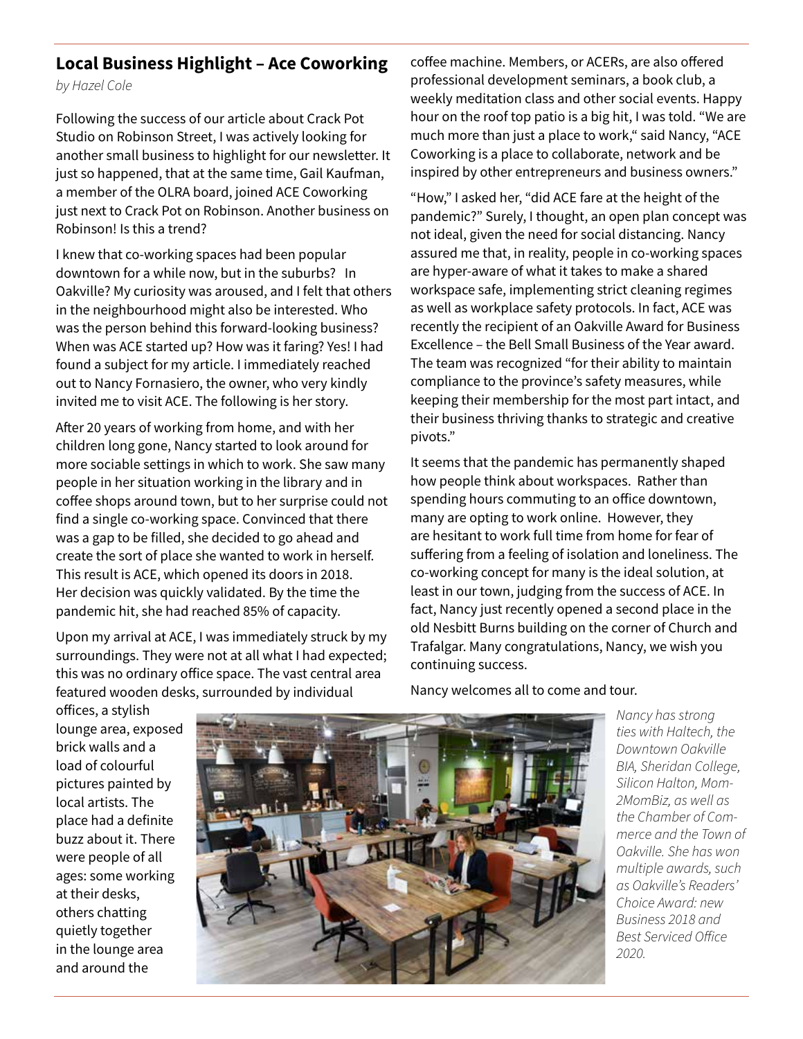## Local Business Highlight – Ace Coworking

*by Hazel Cole*

Following the success of our article about Crack Pot Studio on Robinson Street, I was actively looking for another small business to highlight for our newsletter. It just so happened, that at the same time, Gail Kaufman, a member of the OLRA board, joined ACE Coworking just next to Crack Pot on Robinson. Another business on Robinson! Is this a trend?

I knew that co-working spaces had been popular downtown for a while now, but in the suburbs? In Oakville? My curiosity was aroused, and I felt that others in the neighbourhood might also be interested. Who was the person behind this forward-looking business? When was ACE started up? How was it faring? Yes! I had found a subject for my article. I immediately reached out to Nancy Fornasiero, the owner, who very kindly invited me to visit ACE. The following is her story.

After 20 years of working from home, and with her children long gone, Nancy started to look around for more sociable settings in which to work. She saw many people in her situation working in the library and in coffee shops around town, but to her surprise could not find a single co-working space. Convinced that there was a gap to be filled, she decided to go ahead and create the sort of place she wanted to work in herself. This result is ACE, which opened its doors in 2018. Her decision was quickly validated. By the time the pandemic hit, she had reached 85% of capacity.

Upon my arrival at ACE, I was immediately struck by my surroundings. They were not at all what I had expected; this was no ordinary office space. The vast central area featured wooden desks, surrounded by individual offices, a stylish lounge area, exposed brick walls and a load of colourful pictures painted by local artists. The place had a definite buzz about it. There were people of all ages: some working at their desks, others chatting quietly together in the lounge area and around the coffee machine. Members, or ACERs, are also offered professional development seminars, a book club, a weekly meditation class and other social events. Happy hour on the roof top patio is a big hit, I was told. "We are much more than just a place to work," said Nancy, "ACE Coworking is a place to collaborate, network and be inspired by other entrepreneurs and business owners."

"How," I asked her, "did ACE fare at the height of the pandemic?" Surely, I thought, an open plan concept was not ideal, given the need for social distancing. Nancy assured me that, in reality, people in co-working spaces are hyper-aware of what it takes to make a shared workspace safe, implementing strict cleaning regimes as well as workplace safety protocols. In fact, ACE was recently the recipient of an Oakville Award for Business Excellence – the Bell Small Business of the Year award. The team was recognized "for their ability to maintain compliance to the province's safety measures, while keeping their membership for the most part intact, and their business thriving thanks to strategic and creative pivots."

It seems that the pandemic has permanently shaped how people think about workspaces. Rather than spending hours commuting to an office downtown, many are opting to work online. However, they are hesitant to work full time from home for fear of suffering from a feeling of isolation and loneliness. The co-working concept for many is the ideal solution, at least in our town, judging from the success of ACE. In fact, Nancy just recently opened a second place in the old Nesbitt Burns building on the corner of Church and Trafalgar. Many congratulations, Nancy, we wish you continuing success.

Nancy welcomes all to come and tour.

*Nancy has strong ties with Haltech, the Downtown Oakville BIA, Sheridan College, Silicon Halton, Mom-2MomBiz, as well as the Chamber of Commerce and the Town of Oakville. She has won multiple awards, such as Oakville's Readers' Choice Award: new Business 2018 and Best Serviced Office 2020.*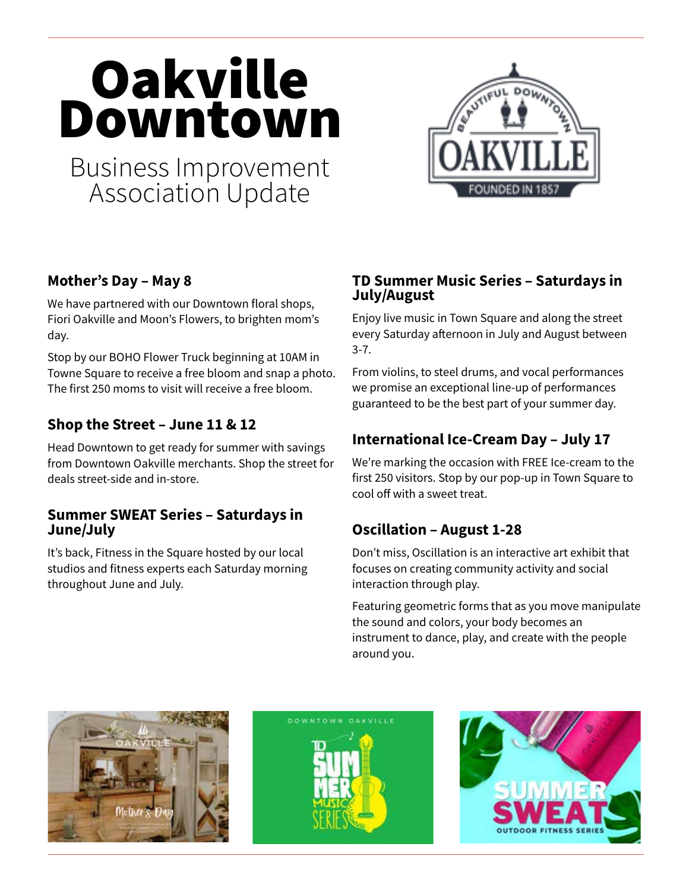# Oakville Downtown

Business Improvement Association Update

### Mother's Day – May 8

We have partnered with our Downtown floral shops, Fiori Oakville and Moon's Flowers, to brighten mom's day.

Stop by our BOHO Flower Truck beginning at 10AM in Towne Square to receive a free bloom and snap a photo. The first 250 moms to visit will receive a free bloom.

### Shop the Street – June 11 & 12

Head Downtown to get ready for summer with savings from Downtown Oakville merchants. Shop the street for deals street-side and in-store.

### Summer SWEAT Series – Saturdays in June/July

It's back, Fitness in the Square hosted by our local studios and fitness experts each Saturday morning throughout June and July.

### TD Summer Music Series – Saturdays in July/August

Enjoy live music in Town Square and along the street every Saturday afternoon in July and August between 3-7.

From violins, to steel drums, and vocal performances we promise an exceptional line-up of performances guaranteed to be the best part of your summer day.

### International Ice-Cream Day – July 17

We're marking the occasion with FREE Ice-cream to the first 250 visitors. Stop by our pop-up in Town Square to cool off with a sweet treat.

### Oscillation – August 1-28

Don't miss, Oscillation is an interactive art exhibit that focuses on creating community activity and social interaction through play.

Featuring geometric forms that as you move manipulate the sound and colors, your body becomes an instrument to dance, play, and create with the people around you.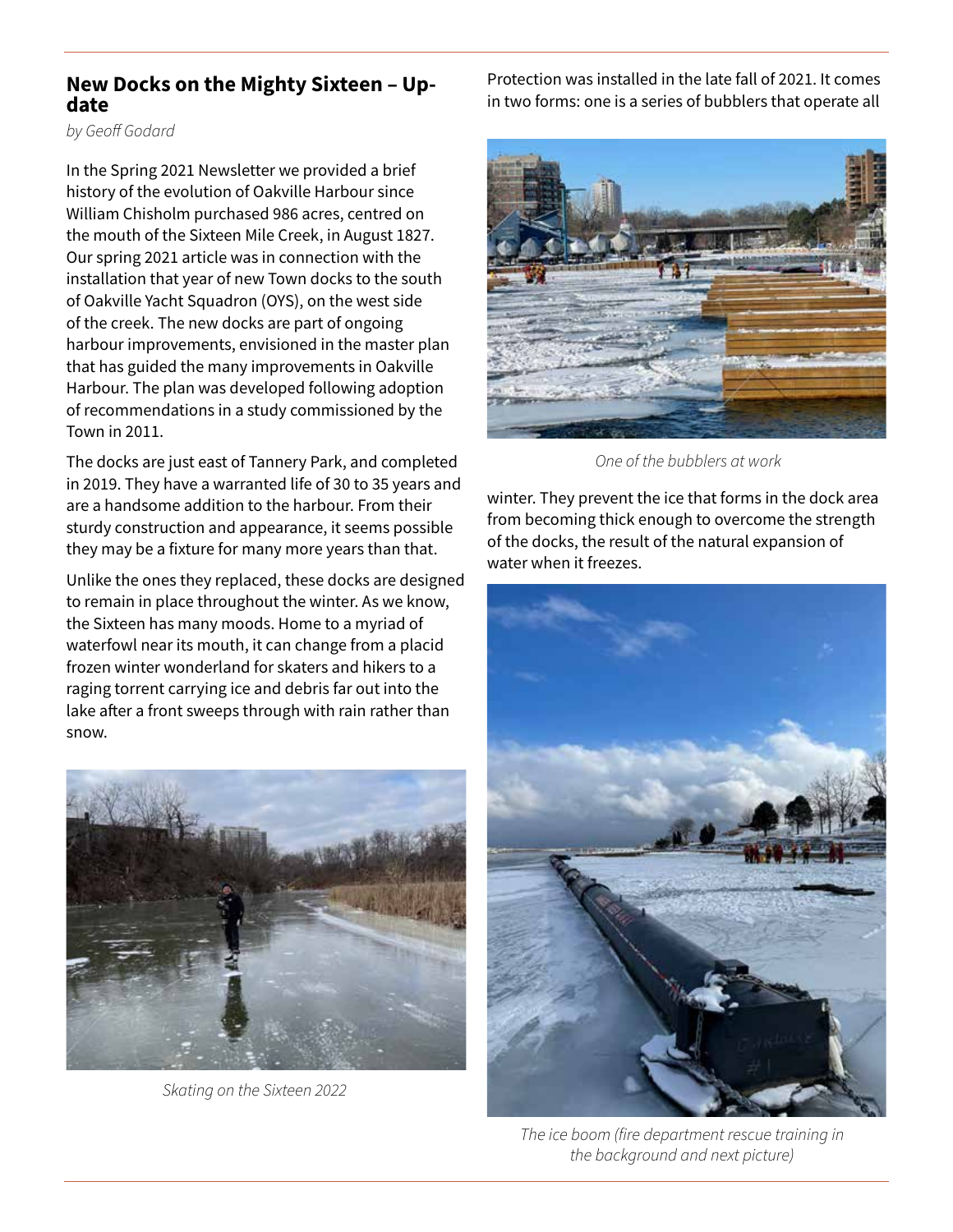## New Docks on the Mighty Sixteen – Update

*by Geoff Godard*

In the Spring 2021 Newsletter we provided a brief history of the evolution of Oakville Harbour since William Chisholm purchased 986 acres, centred on the mouth of the Sixteen Mile Creek, in August 1827. Our spring 2021 article was in connection with the installation that year of new Town docks to the south of Oakville Yacht Squadron (OYS), on the west side of the creek. The new docks are part of ongoing harbour improvements, envisioned in the master plan that has guided the many improvements in Oakville Harbour. The plan was developed following adoption of recommendations in a study commissioned by the Town in 2011.

The docks are just east of Tannery Park, and completed in 2019. They have a warranted life of 30 to 35 years and are a handsome addition to the harbour. From their sturdy construction and appearance, it seems possible they may be a fixture for many more years than that.

Unlike the ones they replaced, these docks are designed to remain in place throughout the winter. As we know, the Sixteen has many moods. Home to a myriad of waterfowl near its mouth, it can change from a placid frozen winter wonderland for skaters and hikers to a raging torrent carrying ice and debris far out into the lake after a front sweeps through with rain rather than snow.

*Skating on the Sixteen 2022*

Protection was installed in the late fall of 2021. It comes in two forms: one is a series of bubblers that operate all winter. They prevent the ice that forms in the dock area from becoming thick enough to overcome the strength of the docks, the result of the natural expansion of water when it freezes.

*One of the bubblers at work*

*The ice boom (fire department rescue training in the background and next picture)*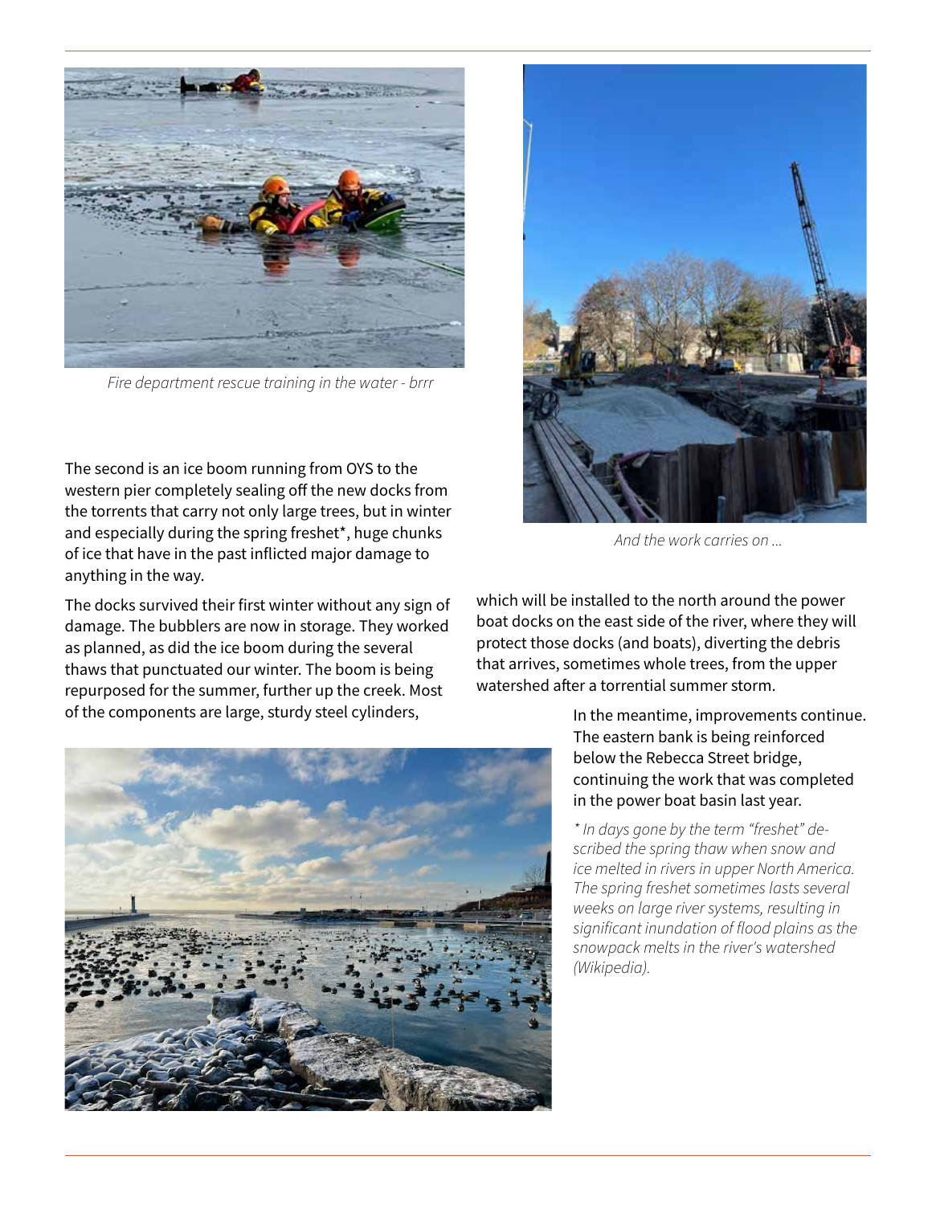*Fire department rescue training in the water - brrr*

*And the work carries on ...*

The second is an ice boom running from OYS to the western pier completely sealing off the new docks from the torrents that carry not only large trees, but in winter and especially during the spring freshet*, huge chunks of ice that have in the past inflicted major damage to anything in the way.

The docks survived their first winter without any sign of damage. The bubblers are now in storage. They worked as planned, as did the ice boom during the several thaws that punctuated our winter. The boom is being repurposed for the summer, further up the creek. Most of the components are large, sturdy steel cylinders, which will be installed to the north around the power boat docks on the east side of the river, where they will protect those docks (and boats), diverting the debris that arrives, sometimes whole trees, from the upper watershed after a torrential summer storm.

In the meantime, improvements continue. The eastern bank is being reinforced below the Rebecca Street bridge, continuing the work that was completed in the power boat basin last year.

*\* In days gone by the term "freshet" described the spring thaw when snow and ice melted in rivers in upper North America. The spring freshet sometimes lasts several weeks on large river systems, resulting in significant inundation of flood plains as the snowpack melts in the river's watershed (Wikipedia).*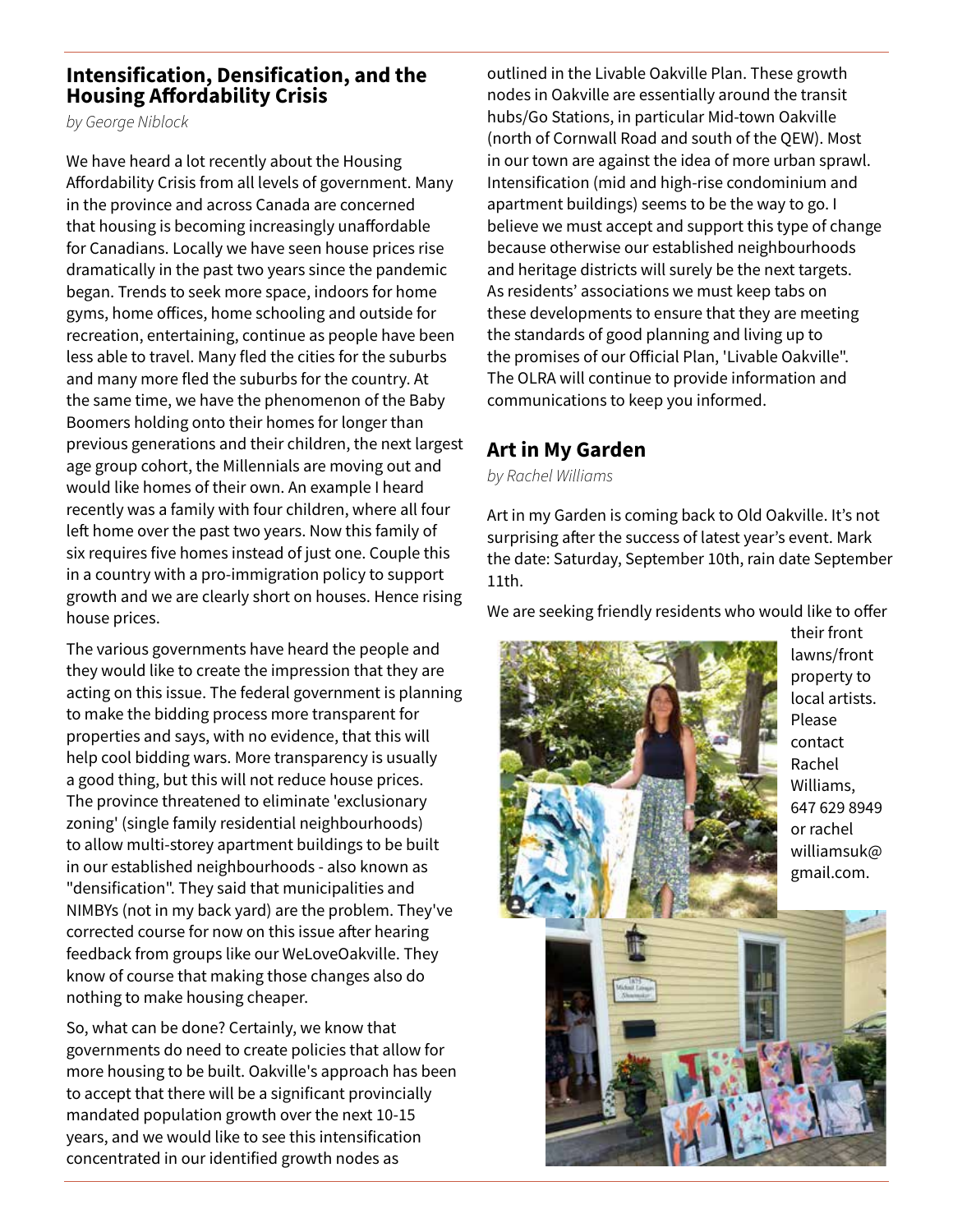## Intensification, Densification, and the Housing Affordability Crisis

*by George Niblock*

We have heard a lot recently about the Housing Affordability Crisis from all levels of government. Many in the province and across Canada are concerned that housing is becoming increasingly unaffordable for Canadians. Locally we have seen house prices rise dramatically in the past two years since the pandemic began. Trends to seek more space, indoors for home gyms, home offices, home schooling and outside for recreation, entertaining, continue as people have been less able to travel. Many fled the cities for the suburbs and many more fled the suburbs for the country. At the same time, we have the phenomenon of the Baby Boomers holding onto their homes for longer than previous generations and their children, the next largest age group cohort, the Millennials are moving out and would like homes of their own. An example I heard recently was a family with four children, where all four left home over the past two years. Now this family of six requires five homes instead of just one. Couple this in a country with a pro-immigration policy to support growth and we are clearly short on houses. Hence rising house prices.

The various governments have heard the people and they would like to create the impression that they are acting on this issue. The federal government is planning to make the bidding process more transparent for properties and says, with no evidence, that this will help cool bidding wars. More transparency is usually a good thing, but this will not reduce house prices. The province threatened to eliminate 'exclusionary zoning' (single family residential neighbourhoods) to allow multi-storey apartment buildings to be built in our established neighbourhoods - also known as "densification". They said that municipalities and NIMBYs (not in my back yard) are the problem. They've corrected course for now on this issue after hearing feedback from groups like our WeLoveOakville. They know of course that making those changes also do nothing to make housing cheaper.

So, what can be done? Certainly, we know that governments do need to create policies that allow for more housing to be built. Oakville's approach has been to accept that there will be a significant provincially mandated population growth over the next 10-15 years, and we would like to see this intensification concentrated in our identified growth nodes as outlined in the Livable Oakville Plan. These growth nodes in Oakville are essentially around the transit hubs/Go Stations, in particular Mid-town Oakville (north of Cornwall Road and south of the QEW). Most in our town are against the idea of more urban sprawl. Intensification (mid and high-rise condominium and apartment buildings) seems to be the way to go. I believe we must accept and support this type of change because otherwise our established neighbourhoods and heritage districts will surely be the next targets. As residents' associations we must keep tabs on these developments to ensure that they are meeting the standards of good planning and living up to the promises of our Official Plan, 'Livable Oakville". The OLRA will continue to provide information and communications to keep you informed.

## Art in My Garden

*by Rachel Williams*

Art in my Garden is coming back to Old Oakville. It's not surprising after the success of latest year's event. Mark the date: Saturday, September 10th, rain date September 11th.

We are seeking friendly residents who would like to offer their front lawns/front property to local artists. Please contact Rachel Williams, 647 629 8949 or rachelwilliamsuk@gmail.com.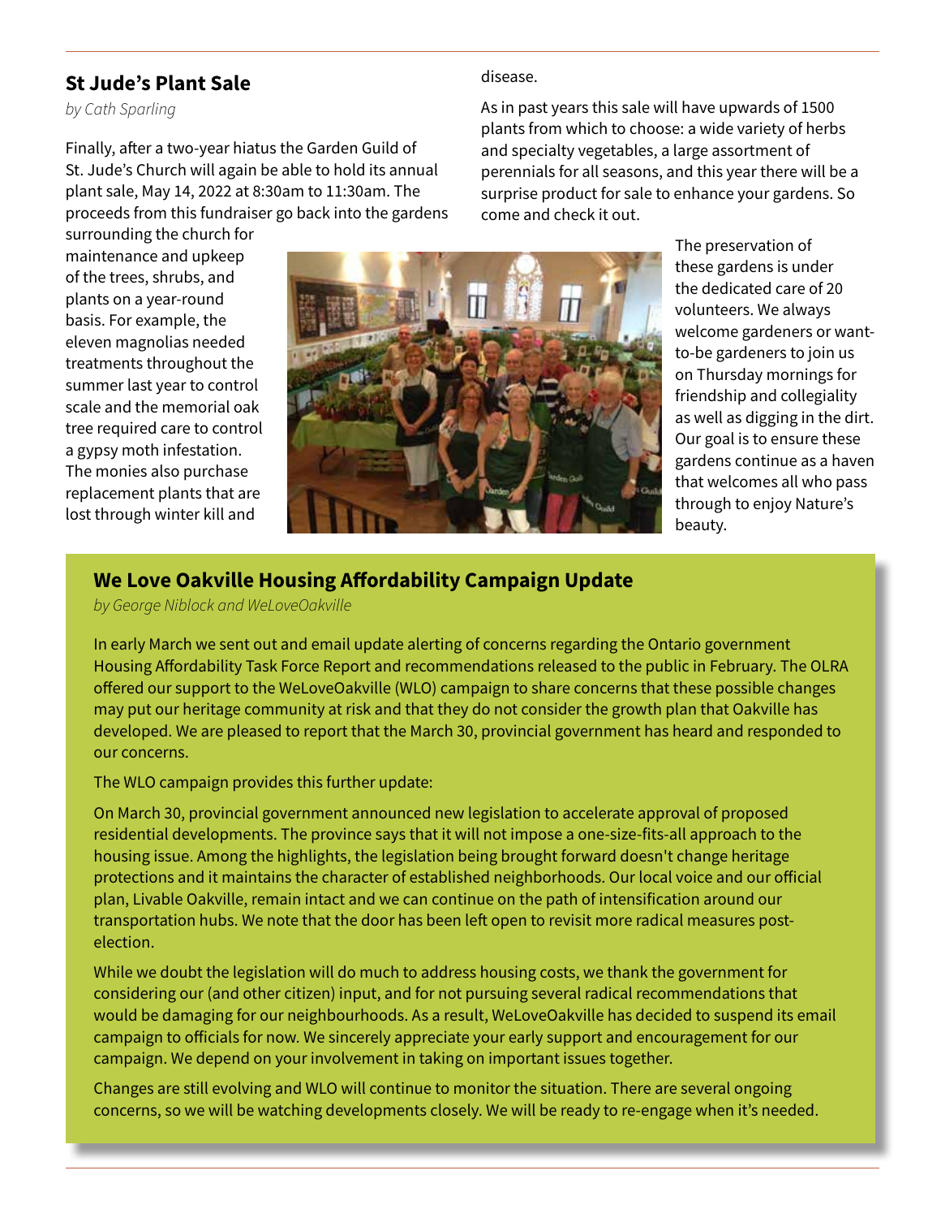## St Jude's Plant Sale

*by Cath Sparling*

Finally, after a two-year hiatus the Garden Guild of St. Jude's Church will again be able to hold its annual plant sale, May 14, 2022 at 8:30am to 11:30am. The proceeds from this fundraiser go back into the gardens surrounding the church for maintenance and upkeep of the trees, shrubs, and plants on a year-round basis. For example, the eleven magnolias needed treatments throughout the summer last year to control scale and the memorial oak tree required care to control a gypsy moth infestation. The monies also purchase replacement plants that are lost through winter kill and disease.

As in past years this sale will have upwards of 1500 plants from which to choose: a wide variety of herbs and specialty vegetables, a large assortment of perennials for all seasons, and this year there will be a surprise product for sale to enhance your gardens. So come and check it out.

The preservation of these gardens is under the dedicated care of 20 volunteers. We always welcome gardeners or want-to-be gardeners to join us on Thursday mornings for friendship and collegiality as well as digging in the dirt. Our goal is to ensure these gardens continue as a haven that welcomes all who pass through to enjoy Nature's beauty.

## We Love Oakville Housing Affordability Campaign Update

*by George Niblock and WeLoveOakville*

In early March we sent out and email update alerting of concerns regarding the Ontario government Housing Affordability Task Force Report and recommendations released to the public in February. The OLRA offered our support to the WeLoveOakville (WLO) campaign to share concerns that these possible changes may put our heritage community at risk and that they do not consider the growth plan that Oakville has developed. We are pleased to report that the March 30, provincial government has heard and responded to our concerns.

The WLO campaign provides this further update:

On March 30, provincial government announced new legislation to accelerate approval of proposed residential developments. The province says that it will not impose a one-size-fits-all approach to the housing issue. Among the highlights, the legislation being brought forward doesn't change heritage protections and it maintains the character of established neighborhoods. Our local voice and our official plan, Livable Oakville, remain intact and we can continue on the path of intensification around our transportation hubs. We note that the door has been left open to revisit more radical measures post-election.

While we doubt the legislation will do much to address housing costs, we thank the government for considering our (and other citizen) input, and for not pursuing several radical recommendations that would be damaging for our neighbourhoods. As a result, WeLoveOakville has decided to suspend its email campaign to officials for now. We sincerely appreciate your early support and encouragement for our campaign. We depend on your involvement in taking on important issues together.

Changes are still evolving and WLO will continue to monitor the situation. There are several ongoing concerns, so we will be watching developments closely. We will be ready to re-engage when it's needed.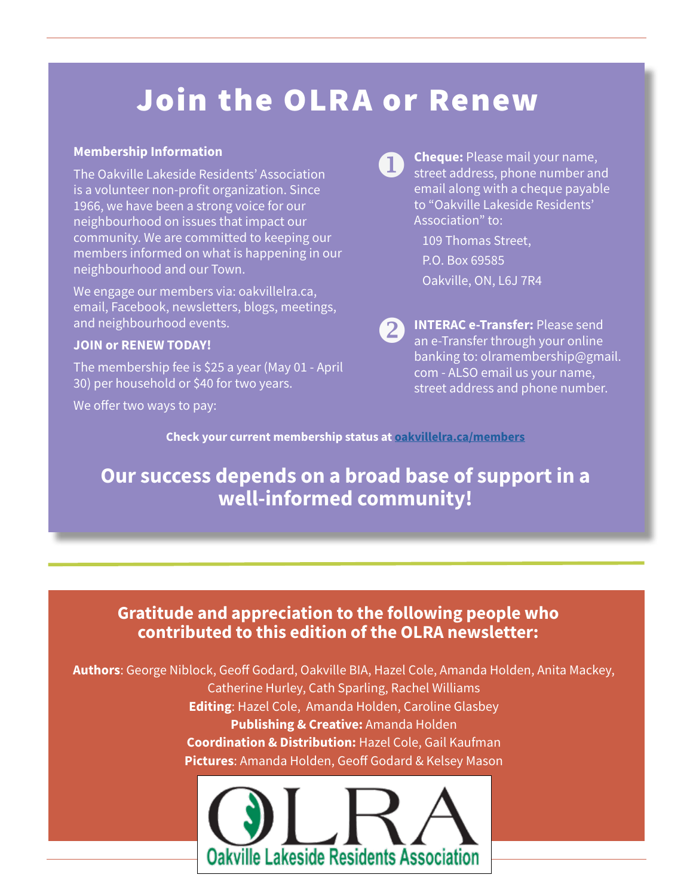# Join the OLRA or Renew

**Membership Information**

The Oakville Lakeside Residents' Association is a volunteer non-profit organization. Since 1966, we have been a strong voice for our neighbourhood on issues that impact our community. We are committed to keeping our members informed on what is happening in our neighbourhood and our Town.

We engage our members via: oakvillelra.ca, email, Facebook, newsletters, blogs, meetings, and neighbourhood events.

**JOIN or RENEW TODAY!**

The membership fee is $25 a year (May 01 - April 30) per household or $40 for two years.

We offer two ways to pay:

1. **Cheque:** Please mail your name, street address, phone number and email along with a cheque payable to "Oakville Lakeside Residents' Association" to:

   109 Thomas Street,
   P.O. Box 69585
   Oakville, ON, L6J 7R4

2. **INTERAC e-Transfer:** Please send an e-Transfer through your online banking to: olramembership@gmail.com - ALSO email us your name, street address and phone number.

**Check your current membership status at oakvillelra.ca/members**

## Our success depends on a broad base of support in a well-informed community!

## Gratitude and appreciation to the following people who contributed to this edition of the OLRA newsletter:

**Authors**: George Niblock, Geoff Godard, Oakville BIA, Hazel Cole, Amanda Holden, Anita Mackey, Catherine Hurley, Cath Sparling, Rachel Williams
**Editing**: Hazel Cole, Amanda Holden, Caroline Glasbey
**Publishing & Creative:** Amanda Holden
**Coordination & Distribution:** Hazel Cole, Gail Kaufman
**Pictures**: Amanda Holden, Geoff Godard & Kelsey Mason

OLRA
Oakville Lakeside Residents Association